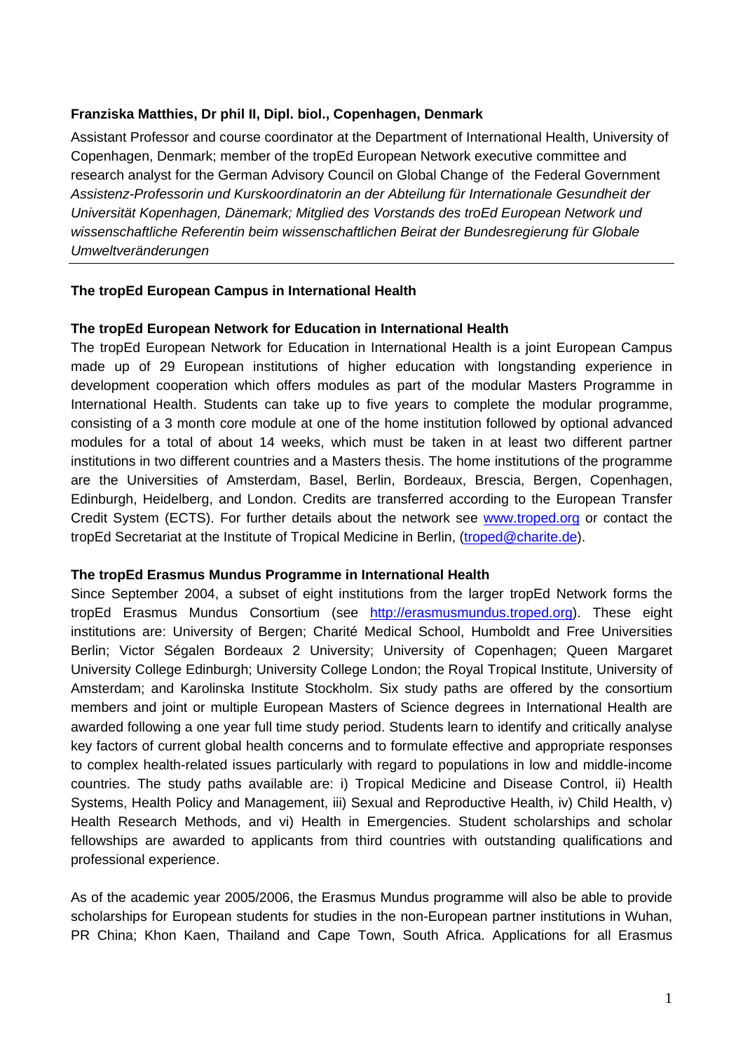**Franziska Matthies, Dr phil II, Dipl. biol., Copenhagen, Denmark**

Assistant Professor and course coordinator at the Department of International Health, University of Copenhagen, Denmark; member of the tropEd European Network executive committee and research analyst for the German Advisory Council on Global Change of the Federal Government
*Assistenz-Professorin und Kurskoordinatorin an der Abteilung für Internationale Gesundheit der Universität Kopenhagen, Dänemark; Mitglied des Vorstands des troEd European Network und wissenschaftliche Referentin beim wissenschaftlichen Beirat der Bundesregierung für Globale Umweltveränderungen*

---

## The tropEd European Campus in International Health

### The tropEd European Network for Education in International Health

The tropEd European Network for Education in International Health is a joint European Campus made up of 29 European institutions of higher education with longstanding experience in development cooperation which offers modules as part of the modular Masters Programme in International Health. Students can take up to five years to complete the modular programme, consisting of a 3 month core module at one of the home institution followed by optional advanced modules for a total of about 14 weeks, which must be taken in at least two different partner institutions in two different countries and a Masters thesis. The home institutions of the programme are the Universities of Amsterdam, Basel, Berlin, Bordeaux, Brescia, Bergen, Copenhagen, Edinburgh, Heidelberg, and London. Credits are transferred according to the European Transfer Credit System (ECTS). For further details about the network see www.troped.org or contact the tropEd Secretariat at the Institute of Tropical Medicine in Berlin, (troped@charite.de).

### The tropEd Erasmus Mundus Programme in International Health

Since September 2004, a subset of eight institutions from the larger tropEd Network forms the tropEd Erasmus Mundus Consortium (see http://erasmusmundus.troped.org). These eight institutions are: University of Bergen; Charité Medical School, Humboldt and Free Universities Berlin; Victor Ségalen Bordeaux 2 University; University of Copenhagen; Queen Margaret University College Edinburgh; University College London; the Royal Tropical Institute, University of Amsterdam; and Karolinska Institute Stockholm. Six study paths are offered by the consortium members and joint or multiple European Masters of Science degrees in International Health are awarded following a one year full time study period. Students learn to identify and critically analyse key factors of current global health concerns and to formulate effective and appropriate responses to complex health-related issues particularly with regard to populations in low and middle-income countries. The study paths available are: i) Tropical Medicine and Disease Control, ii) Health Systems, Health Policy and Management, iii) Sexual and Reproductive Health, iv) Child Health, v) Health Research Methods, and vi) Health in Emergencies. Student scholarships and scholar fellowships are awarded to applicants from third countries with outstanding qualifications and professional experience.

As of the academic year 2005/2006, the Erasmus Mundus programme will also be able to provide scholarships for European students for studies in the non-European partner institutions in Wuhan, PR China; Khon Kaen, Thailand and Cape Town, South Africa. Applications for all Erasmus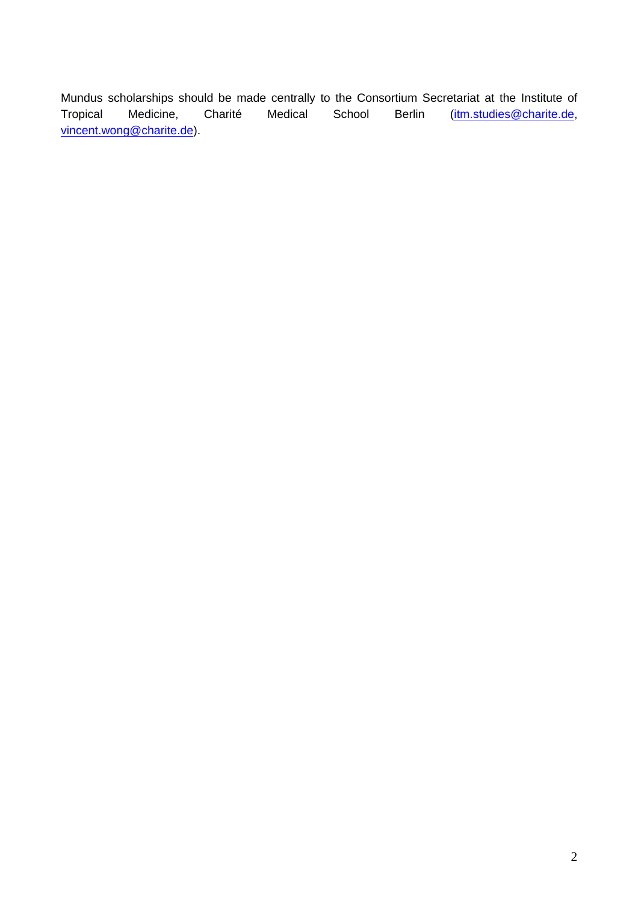Mundus scholarships should be made centrally to the Consortium Secretariat at the Institute of Tropical Medicine, Charité Medical School Berlin (itm.studies@charite.de, vincent.wong@charite.de).